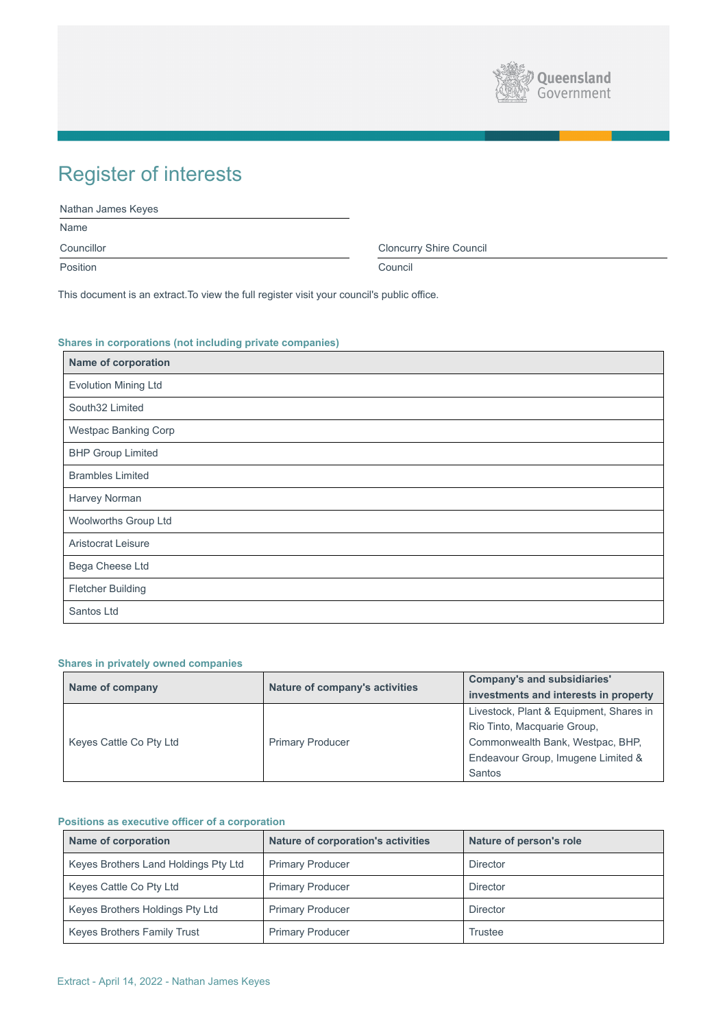# Register of interests

| | |
|---|---|
| Nathan James Keyes | |
| Name | |
| Councillor | Cloncurry Shire Council |
| Position | Council |

This document is an extract.To view the full register visit your council's public office.

### Shares in corporations (not including private companies)

| Name of corporation |
|---|
| Evolution Mining Ltd |
| South32 Limited |
| Westpac Banking Corp |
| BHP Group Limited |
| Brambles Limited |
| Harvey Norman |
| Woolworths Group Ltd |
| Aristocrat Leisure |
| Bega Cheese Ltd |
| Fletcher Building |
| Santos Ltd |

### Shares in privately owned companies

| Name of company | Nature of company's activities | Company's and subsidiaries' investments and interests in property |
|---|---|---|
| Keyes Cattle Co Pty Ltd | Primary Producer | Livestock, Plant & Equipment, Shares in Rio Tinto, Macquarie Group, Commonwealth Bank, Westpac, BHP, Endeavour Group, Imugene Limited & Santos |

### Positions as executive officer of a corporation

| Name of corporation | Nature of corporation's activities | Nature of person's role |
|---|---|---|
| Keyes Brothers Land Holdings Pty Ltd | Primary Producer | Director |
| Keyes Cattle Co Pty Ltd | Primary Producer | Director |
| Keyes Brothers Holdings Pty Ltd | Primary Producer | Director |
| Keyes Brothers Family Trust | Primary Producer | Trustee |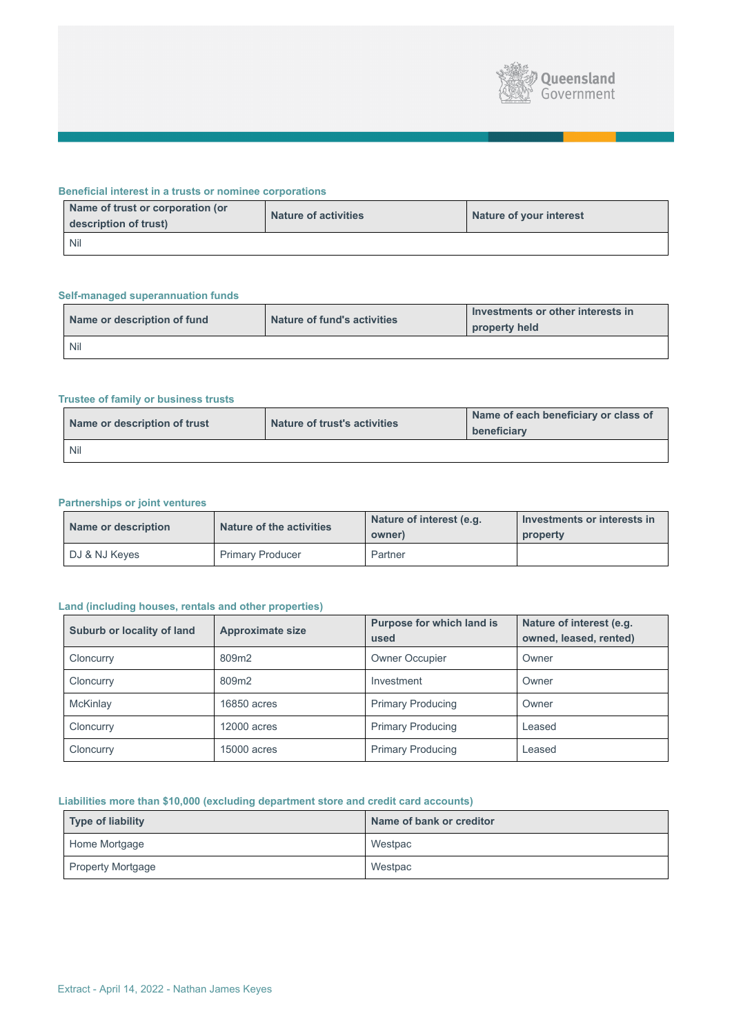### Beneficial interest in a trusts or nominee corporations

| Name of trust or corporation (or description of trust) | Nature of activities | Nature of your interest |
|---|---|---|
| Nil | | |

### Self-managed superannuation funds

| Name or description of fund | Nature of fund's activities | Investments or other interests in property held |
|---|---|---|
| Nil | | |

### Trustee of family or business trusts

| Name or description of trust | Nature of trust's activities | Name of each beneficiary or class of beneficiary |
|---|---|---|
| Nil | | |

### Partnerships or joint ventures

| Name or description | Nature of the activities | Nature of interest (e.g. owner) | Investments or interests in property |
|---|---|---|---|
| DJ & NJ Keyes | Primary Producer | Partner | |

### Land (including houses, rentals and other properties)

| Suburb or locality of land | Approximate size | Purpose for which land is used | Nature of interest (e.g. owned, leased, rented) |
|---|---|---|---|
| Cloncurry | 809m2 | Owner Occupier | Owner |
| Cloncurry | 809m2 | Investment | Owner |
| McKinlay | 16850 acres | Primary Producing | Owner |
| Cloncurry | 12000 acres | Primary Producing | Leased |
| Cloncurry | 15000 acres | Primary Producing | Leased |

### Liabilities more than $10,000 (excluding department store and credit card accounts)

| Type of liability | Name of bank or creditor |
|---|---|
| Home Mortgage | Westpac |
| Property Mortgage | Westpac |

Extract - April 14, 2022 - Nathan James Keyes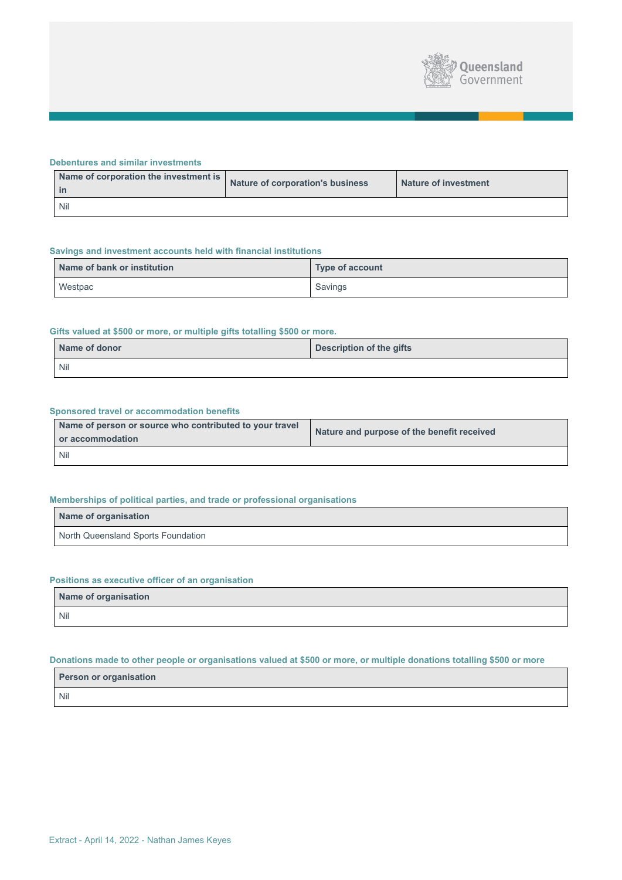### Debentures and similar investments

| Name of corporation the investment is in | Nature of corporation's business | Nature of investment |
|---|---|---|
| Nil | | |

### Savings and investment accounts held with financial institutions

| Name of bank or institution | Type of account |
|---|---|
| Westpac | Savings |

### Gifts valued at $500 or more, or multiple gifts totalling $500 or more.

| Name of donor | Description of the gifts |
|---|---|
| Nil | |

### Sponsored travel or accommodation benefits

| Name of person or source who contributed to your travel or accommodation | Nature and purpose of the benefit received |
|---|---|
| Nil | |

### Memberships of political parties, and trade or professional organisations

| Name of organisation |
|---|
| North Queensland Sports Foundation |

### Positions as executive officer of an organisation

| Name of organisation |
|---|
| Nil |

### Donations made to other people or organisations valued at $500 or more, or multiple donations totalling $500 or more

| Person or organisation |
|---|
| Nil |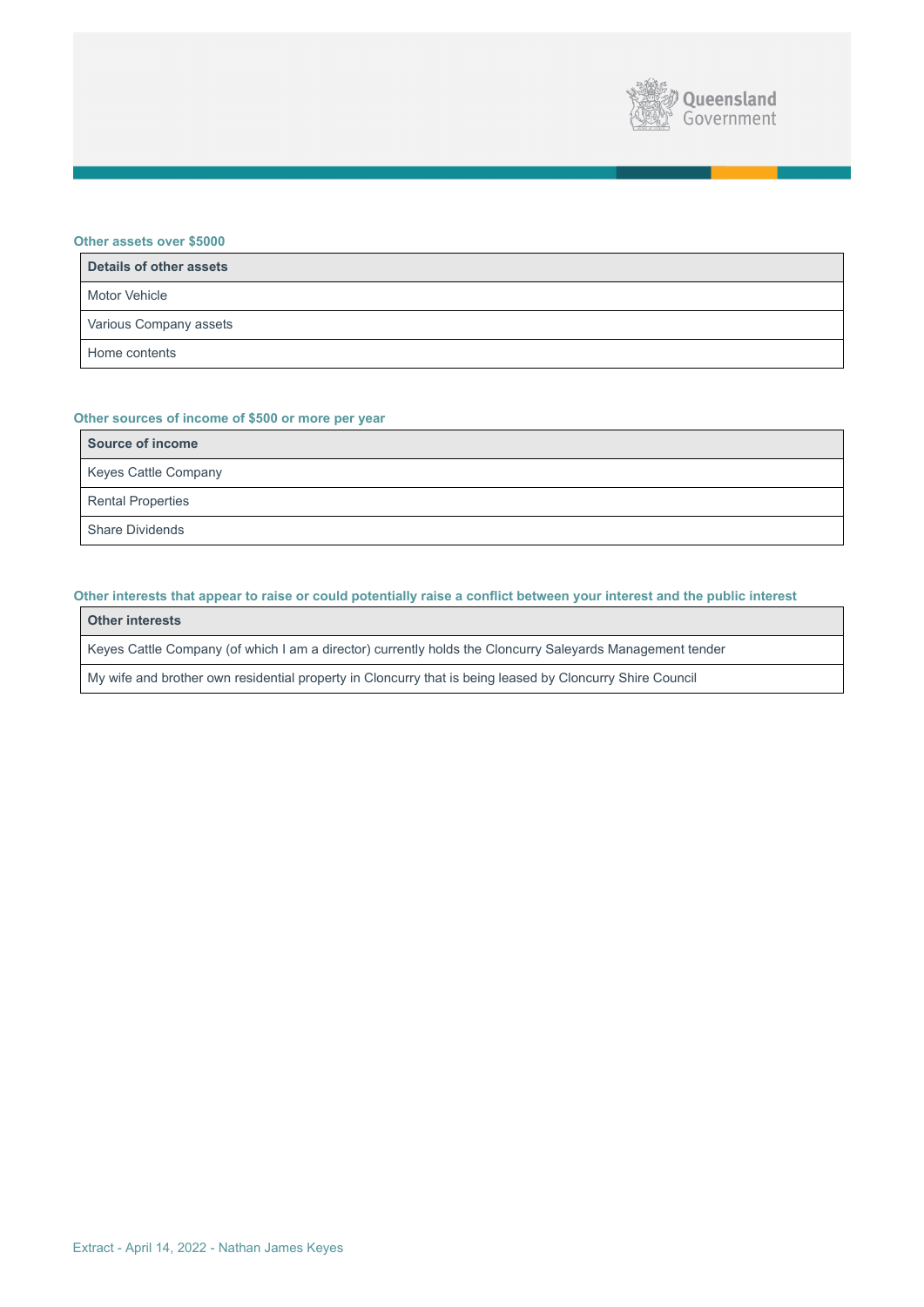### Other assets over $5000

| Details of other assets |
|---|
| Motor Vehicle |
| Various Company assets |
| Home contents |

### Other sources of income of $500 or more per year

| Source of income |
|---|
| Keyes Cattle Company |
| Rental Properties |
| Share Dividends |

### Other interests that appear to raise or could potentially raise a conflict between your interest and the public interest

| Other interests |
|---|
| Keyes Cattle Company (of which I am a director) currently holds the Cloncurry Saleyards Management tender |
| My wife and brother own residential property in Cloncurry that is being leased by Cloncurry Shire Council |

Extract - April 14, 2022 - Nathan James Keyes